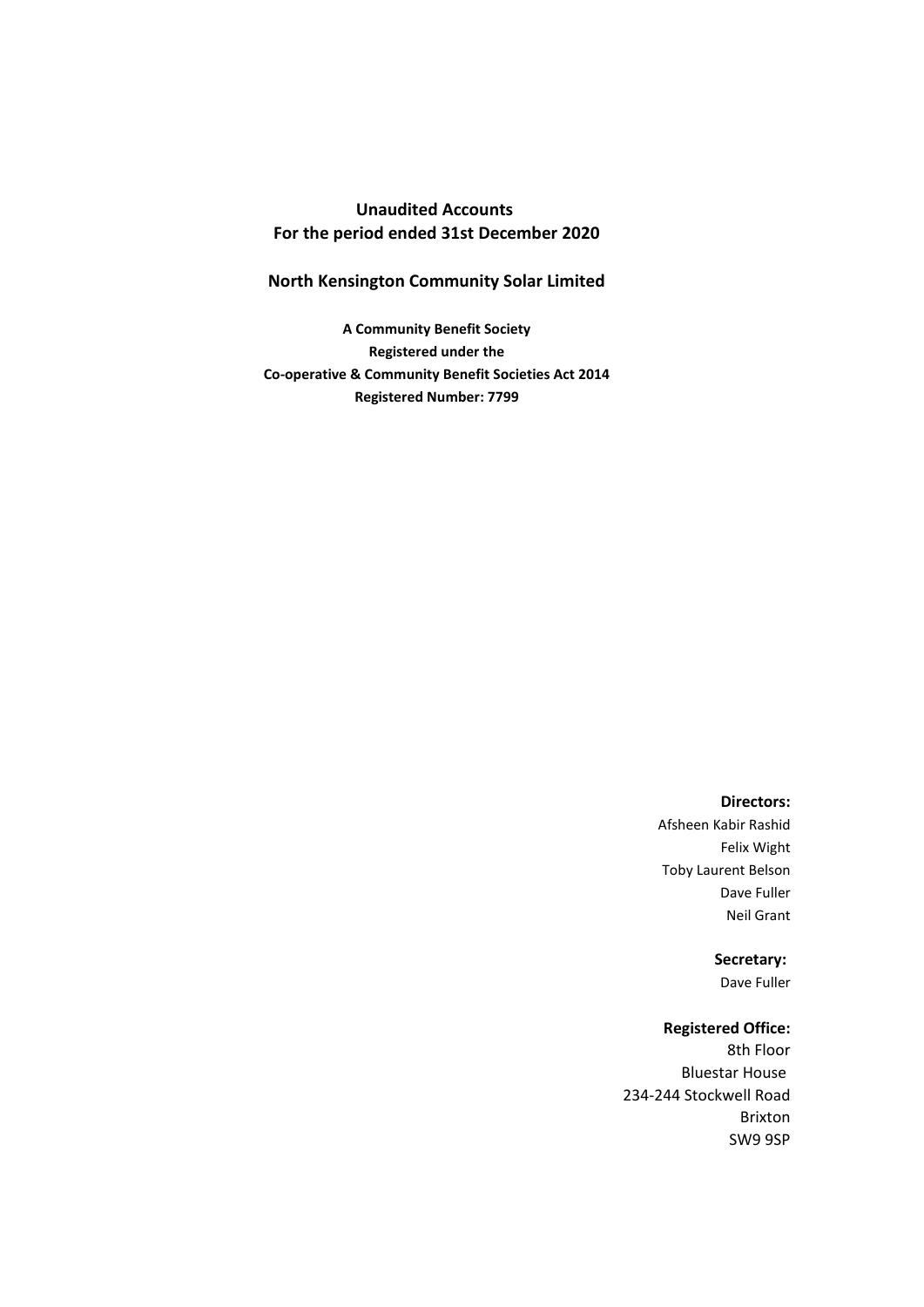# Unaudited Accounts
# For the period ended 31st December 2020

## North Kensington Community Solar Limited

**A Community Benefit Society**
**Registered under the**
**Co-operative & Community Benefit Societies Act 2014**
**Registered Number: 7799**

**Directors:**
Afsheen Kabir Rashid
Felix Wight
Toby Laurent Belson
Dave Fuller
Neil Grant

**Secretary:**
Dave Fuller

**Registered Office:**
8th Floor
Bluestar House
234-244 Stockwell Road
Brixton
SW9 9SP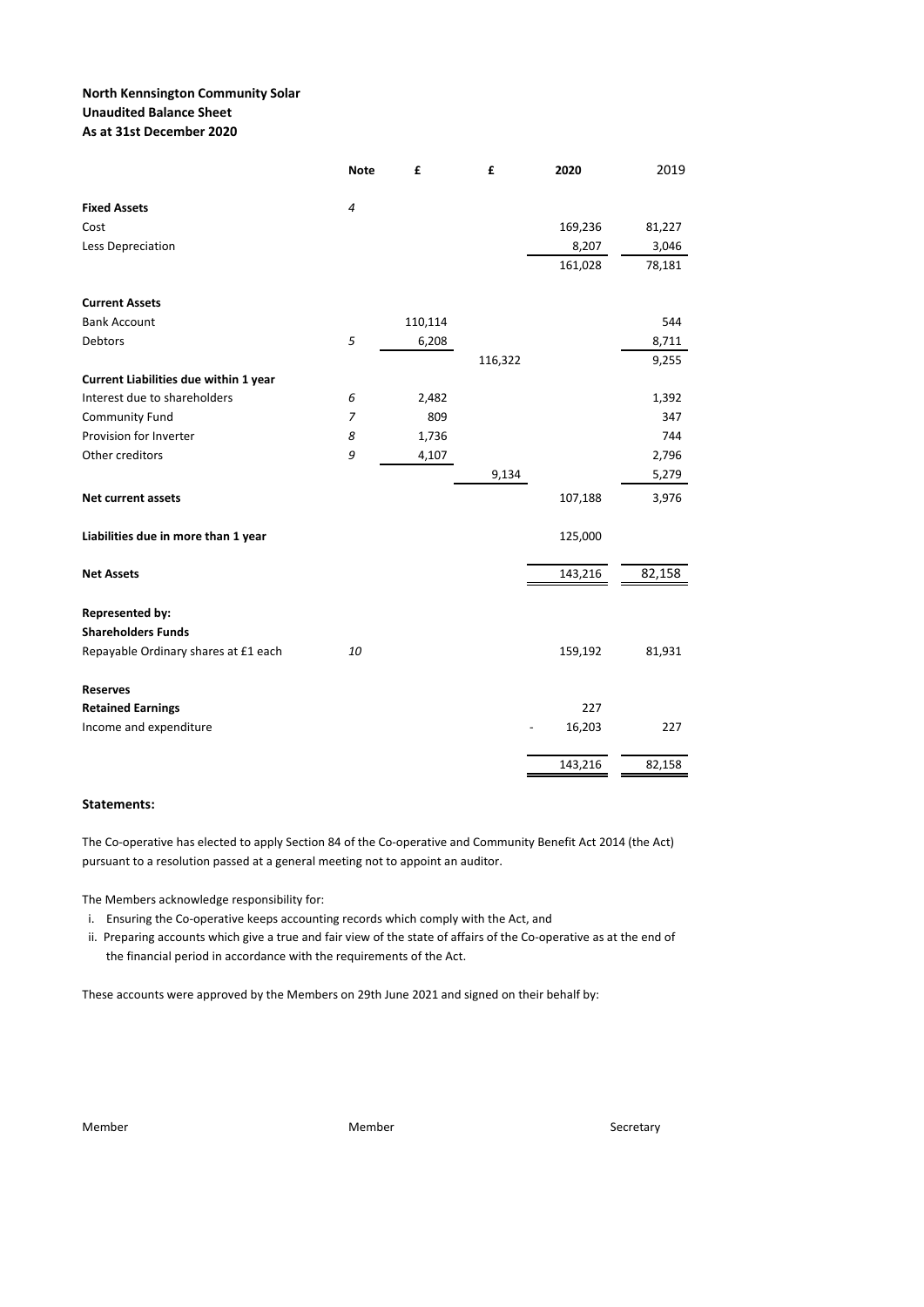**North Kennsington Community Solar**
**Unaudited Balance Sheet**
**As at 31st December 2020**

| | Note | £ | £ | 2020 | 2019 |
|---|---|---|---|---|---|
| **Fixed Assets** | 4 | | | | |
| Cost | | | | 169,236 | 81,227 |
| Less Depreciation | | | | 8,207 | 3,046 |
| | | | | 161,028 | 78,181 |
| **Current Assets** | | | | | |
| Bank Account | | 110,114 | | | 544 |
| Debtors | 5 | 6,208 | | | 8,711 |
| | | | 116,322 | | 9,255 |
| **Current Liabilities due within 1 year** | | | | | |
| Interest due to shareholders | 6 | 2,482 | | | 1,392 |
| Community Fund | 7 | 809 | | | 347 |
| Provision for Inverter | 8 | 1,736 | | | 744 |
| Other creditors | 9 | 4,107 | | | 2,796 |
| | | | 9,134 | | 5,279 |
| **Net current assets** | | | | 107,188 | 3,976 |
| **Liabilities due in more than 1 year** | | | | 125,000 | |
| **Net Assets** | | | | 143,216 | 82,158 |
| **Represented by:** | | | | | |
| **Shareholders Funds** | | | | | |
| Repayable Ordinary shares at £1 each | 10 | | | 159,192 | 81,931 |
| **Reserves** | | | | | |
| **Retained Earnings** | | | | 227 | |
| Income and expenditure | | | | - 16,203 | 227 |
| | | | | 143,216 | 82,158 |

**Statements:**

The Co-operative has elected to apply Section 84 of the Co-operative and Community Benefit Act 2014 (the Act) pursuant to a resolution passed at a general meeting not to appoint an auditor.

The Members acknowledge responsibility for:

i. Ensuring the Co-operative keeps accounting records which comply with the Act, and
ii. Preparing accounts which give a true and fair view of the state of affairs of the Co-operative as at the end of the financial period in accordance with the requirements of the Act.

These accounts were approved by the Members on 29th June 2021 and signed on their behalf by:

Member Member Secretary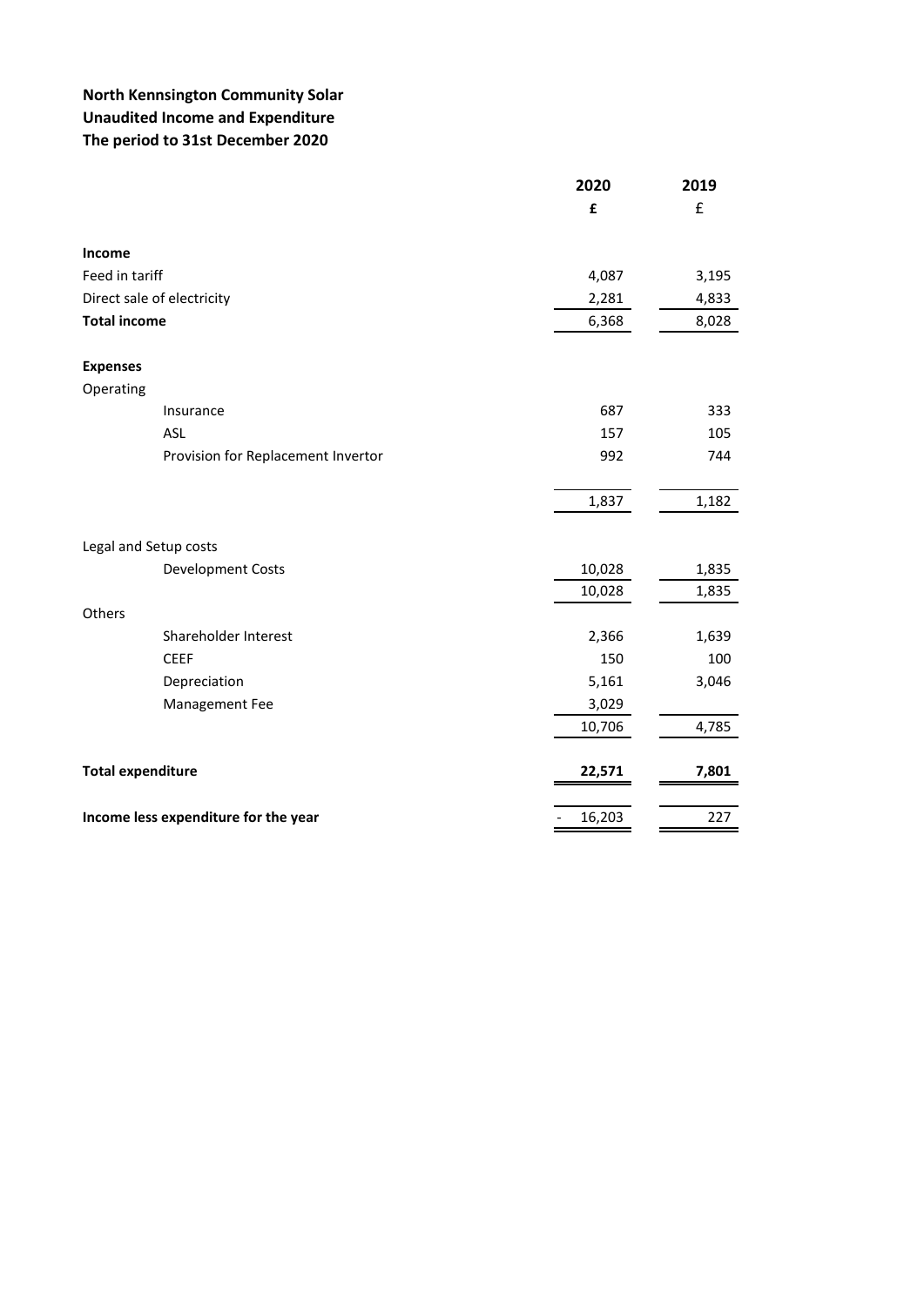**North Kennsington Community Solar**
**Unaudited Income and Expenditure**
**The period to 31st December 2020**

| | 2020 | 2019 |
|---|---|---|
| | £ | £ |
| **Income** | | |
| Feed in tariff | 4,087 | 3,195 |
| Direct sale of electricity | 2,281 | 4,833 |
| **Total income** | 6,368 | 8,028 |
| **Expenses** | | |
| Operating | | |
| Insurance | 687 | 333 |
| ASL | 157 | 105 |
| Provision for Replacement Invertor | 992 | 744 |
| | 1,837 | 1,182 |
| Legal and Setup costs | | |
| Development Costs | 10,028 | 1,835 |
| | 10,028 | 1,835 |
| Others | | |
| Shareholder Interest | 2,366 | 1,639 |
| CEEF | 150 | 100 |
| Depreciation | 5,161 | 3,046 |
| Management Fee | 3,029 | |
| | 10,706 | 4,785 |
| **Total expenditure** | **22,571** | **7,801** |
| **Income less expenditure for the year** | - 16,203 | 227 |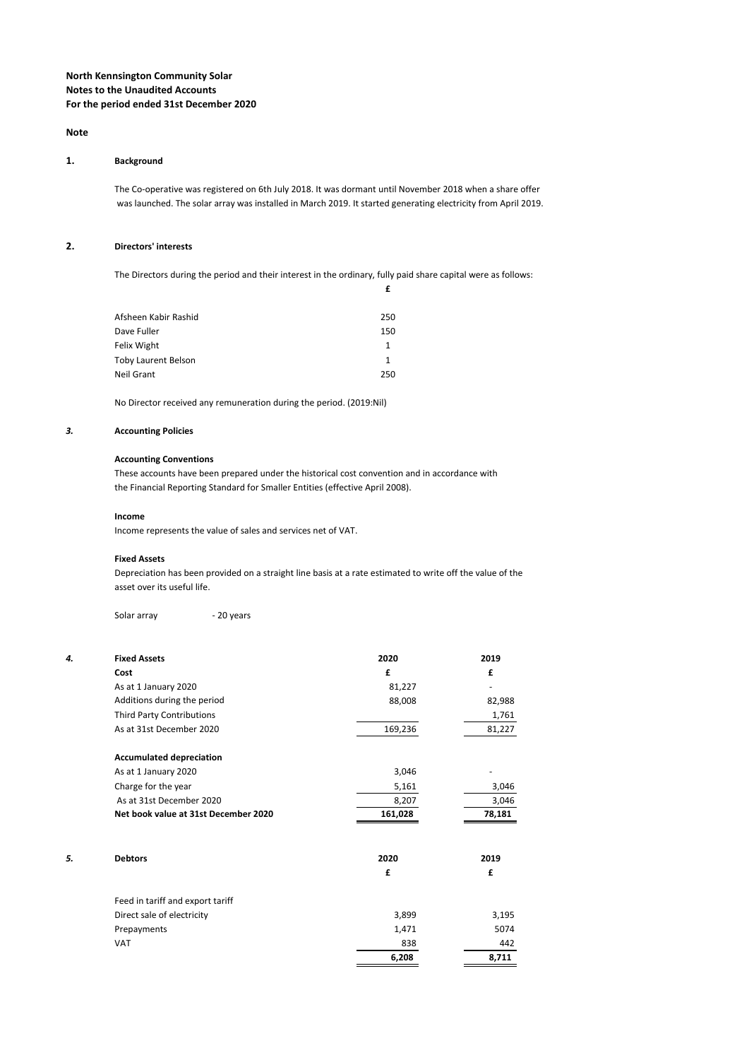**North Kennsington Community Solar**
**Notes to the Unaudited Accounts**
**For the period ended 31st December 2020**

**Note**

## 1. Background

The Co-operative was registered on 6th July 2018. It was dormant until November 2018 when a share offer was launched. The solar array was installed in March 2019. It started generating electricity from April 2019.

## 2. Directors' interests

The Directors during the period and their interest in the ordinary, fully paid share capital were as follows:

| | £ |
|---|---|
| Afsheen Kabir Rashid | 250 |
| Dave Fuller | 150 |
| Felix Wight | 1 |
| Toby Laurent Belson | 1 |
| Neil Grant | 250 |

No Director received any remuneration during the period. (2019:Nil)

## *3.* Accounting Policies

**Accounting Conventions**

These accounts have been prepared under the historical cost convention and in accordance with the Financial Reporting Standard for Smaller Entities (effective April 2008).

**Income**

Income represents the value of sales and services net of VAT.

**Fixed Assets**

Depreciation has been provided on a straight line basis at a rate estimated to write off the value of the asset over its useful life.

Solar array - 20 years

## *4.* Fixed Assets

| **Fixed Assets** | **2020** | **2019** |
|---|---|---|
| **Cost** | **£** | **£** |
| As at 1 January 2020 | 81,227 | - |
| Additions during the period | 88,008 | 82,988 |
| Third Party Contributions | | 1,761 |
| As at 31st December 2020 | 169,236 | 81,227 |
| **Accumulated depreciation** | | |
| As at 1 January 2020 | 3,046 | - |
| Charge for the year | 5,161 | 3,046 |
| As at 31st December 2020 | 8,207 | 3,046 |
| **Net book value at 31st December 2020** | **161,028** | **78,181** |

## *5.* Debtors

| | **2020** | **2019** |
|---|---|---|
| | **£** | **£** |
| Feed in tariff and export tariff | | |
| Direct sale of electricity | 3,899 | 3,195 |
| Prepayments | 1,471 | 5074 |
| VAT | 838 | 442 |
| | **6,208** | **8,711** |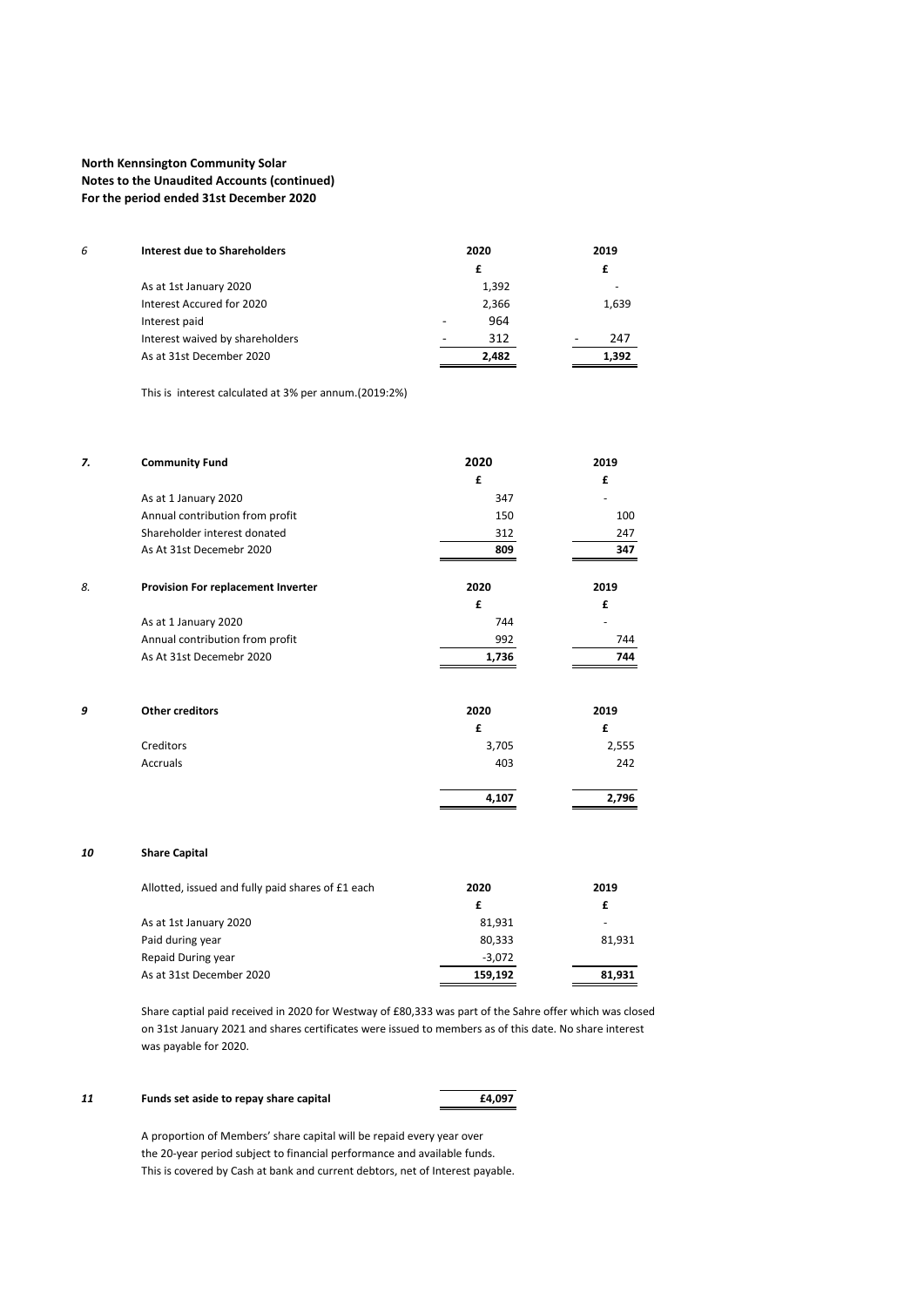**North Kennsington Community Solar**
**Notes to the Unaudited Accounts (continued)**
**For the period ended 31st December 2020**

| 6 | **Interest due to Shareholders** | **2020** | **2019** |
|---|---|---|---|
| | | **£** | **£** |
| | As at 1st January 2020 | 1,392 | - |
| | Interest Accured for 2020 | 2,366 | 1,639 |
| | Interest paid | - 964 | |
| | Interest waived by shareholders | - 312 | - 247 |
| | As at 31st December 2020 | **2,482** | **1,392** |

This is interest calculated at 3% per annum.(2019:2%)

| **7.** | **Community Fund** | **2020** | **2019** |
|---|---|---|---|
| | | **£** | **£** |
| | As at 1 January 2020 | 347 | - |
| | Annual contribution from profit | 150 | 100 |
| | Shareholder interest donated | 312 | 247 |
| | As At 31st Decemebr 2020 | **809** | **347** |

| 8. | **Provision For replacement Inverter** | **2020** | **2019** |
|---|---|---|---|
| | | **£** | **£** |
| | As at 1 January 2020 | 744 | - |
| | Annual contribution from profit | 992 | 744 |
| | As At 31st Decemebr 2020 | **1,736** | **744** |

| **9** | **Other creditors** | **2020** | **2019** |
|---|---|---|---|
| | | **£** | **£** |
| | Creditors | 3,705 | 2,555 |
| | Accruals | 403 | 242 |
| | | **4,107** | **2,796** |

**10** **Share Capital**

| Allotted, issued and fully paid shares of £1 each | **2020** | **2019** |
|---|---|---|
| | **£** | **£** |
| As at 1st January 2020 | 81,931 | - |
| Paid during year | 80,333 | 81,931 |
| Repaid During year | -3,072 | |
| As at 31st December 2020 | **159,192** | **81,931** |

Share captial paid received in 2020 for Westway of £80,333 was part of the Sahre offer which was closed on 31st January 2021 and shares certificates were issued to members as of this date. No share interest was payable for 2020.

**11** **Funds set aside to repay share capital** **£4,097**

A proportion of Members' share capital will be repaid every year over the 20-year period subject to financial performance and available funds. This is covered by Cash at bank and current debtors, net of Interest payable.